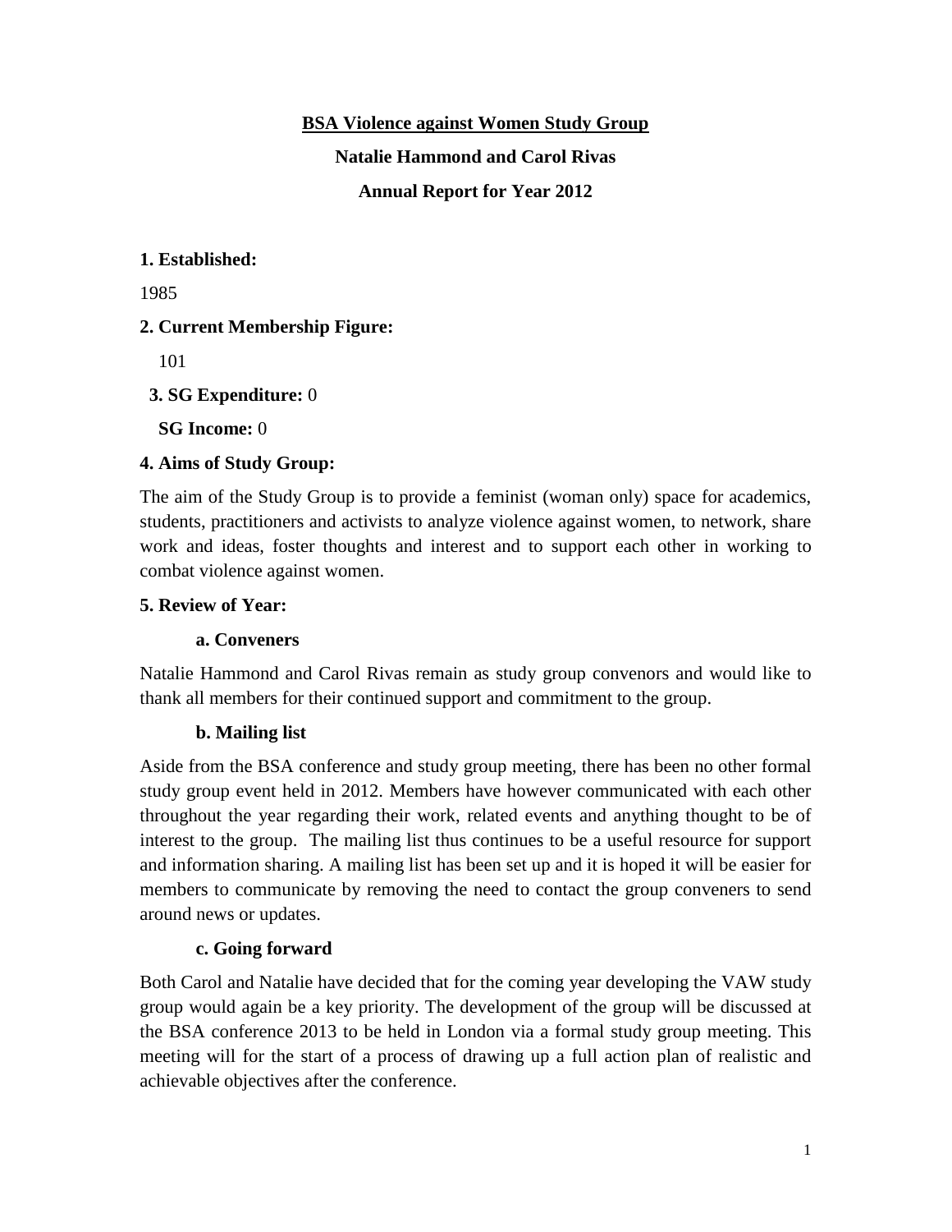# BSA Violence against Women Study Group

**Natalie Hammond and Carol Rivas**

**Annual Report for Year 2012**

**1. Established:**

1985

**2. Current Membership Figure:**

101

**3. SG Expenditure:** 0

**SG Income:** 0

**4. Aims of Study Group:**

The aim of the Study Group is to provide a feminist (woman only) space for academics, students, practitioners and activists to analyze violence against women, to network, share work and ideas, foster thoughts and interest and to support each other in working to combat violence against women.

**5. Review of Year:**

**a. Conveners**

Natalie Hammond and Carol Rivas remain as study group convenors and would like to thank all members for their continued support and commitment to the group.

**b. Mailing list**

Aside from the BSA conference and study group meeting, there has been no other formal study group event held in 2012. Members have however communicated with each other throughout the year regarding their work, related events and anything thought to be of interest to the group. The mailing list thus continues to be a useful resource for support and information sharing. A mailing list has been set up and it is hoped it will be easier for members to communicate by removing the need to contact the group conveners to send around news or updates.

**c. Going forward**

Both Carol and Natalie have decided that for the coming year developing the VAW study group would again be a key priority. The development of the group will be discussed at the BSA conference 2013 to be held in London via a formal study group meeting. This meeting will for the start of a process of drawing up a full action plan of realistic and achievable objectives after the conference.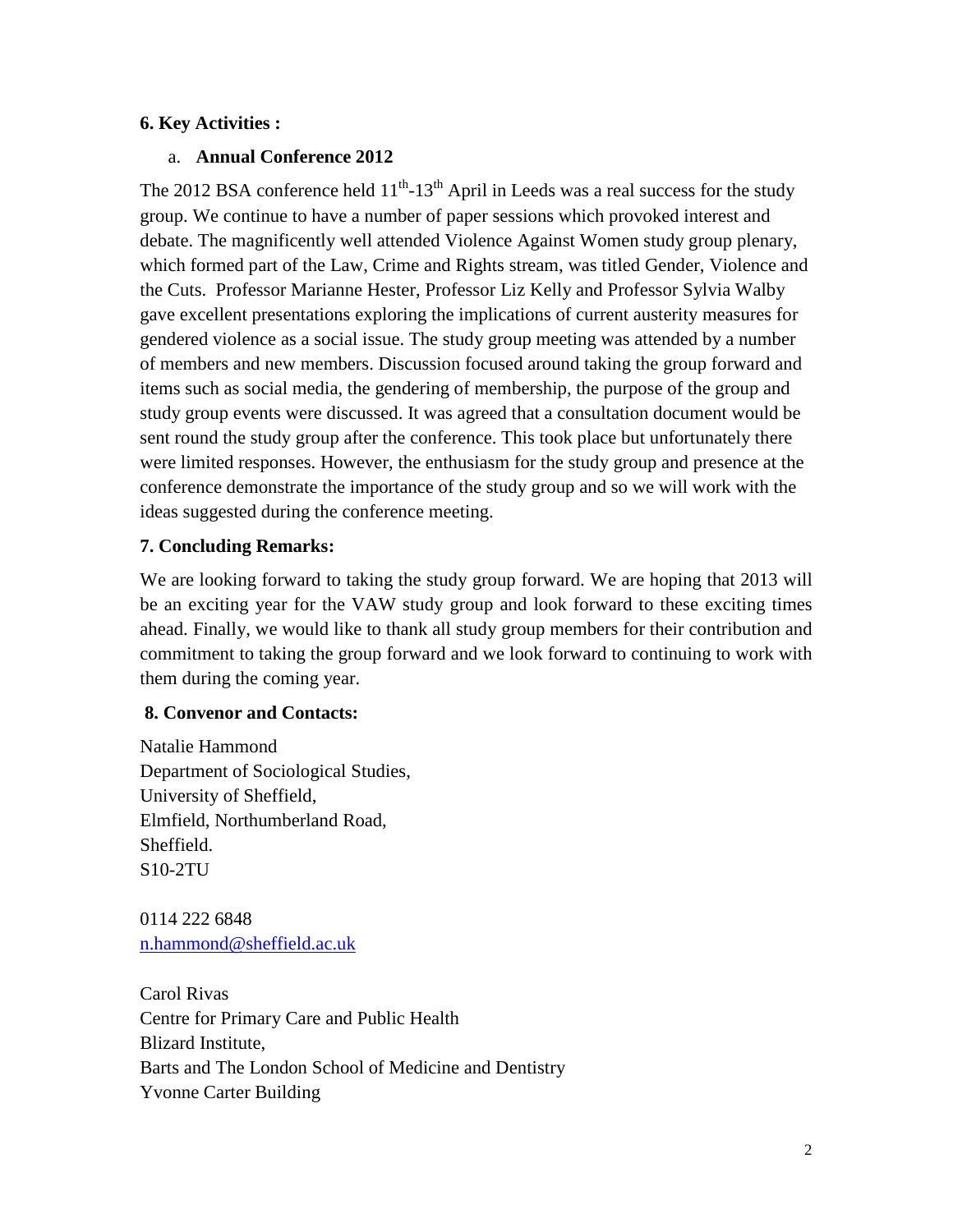## 6. Key Activities :

### a. Annual Conference 2012

The 2012 BSA conference held 11th-13th April in Leeds was a real success for the study group. We continue to have a number of paper sessions which provoked interest and debate. The magnificently well attended Violence Against Women study group plenary, which formed part of the Law, Crime and Rights stream, was titled Gender, Violence and the Cuts. Professor Marianne Hester, Professor Liz Kelly and Professor Sylvia Walby gave excellent presentations exploring the implications of current austerity measures for gendered violence as a social issue. The study group meeting was attended by a number of members and new members. Discussion focused around taking the group forward and items such as social media, the gendering of membership, the purpose of the group and study group events were discussed. It was agreed that a consultation document would be sent round the study group after the conference. This took place but unfortunately there were limited responses. However, the enthusiasm for the study group and presence at the conference demonstrate the importance of the study group and so we will work with the ideas suggested during the conference meeting.

## 7. Concluding Remarks:

We are looking forward to taking the study group forward. We are hoping that 2013 will be an exciting year for the VAW study group and look forward to these exciting times ahead. Finally, we would like to thank all study group members for their contribution and commitment to taking the group forward and we look forward to continuing to work with them during the coming year.

## 8. Convenor and Contacts:

Natalie Hammond
Department of Sociological Studies,
University of Sheffield,
Elmfield, Northumberland Road,
Sheffield.
S10-2TU

0114 222 6848
n.hammond@sheffield.ac.uk

Carol Rivas
Centre for Primary Care and Public Health
Blizard Institute,
Barts and The London School of Medicine and Dentistry
Yvonne Carter Building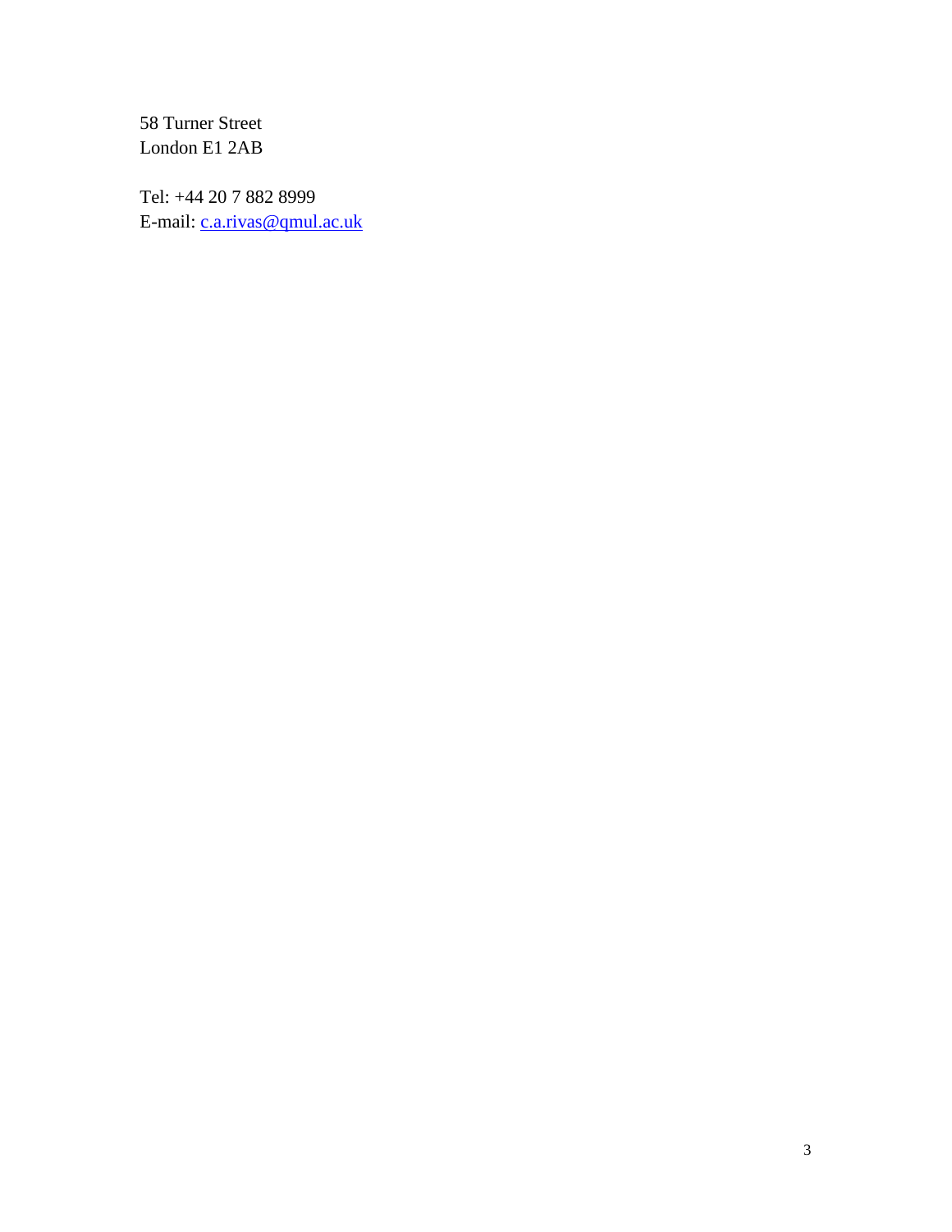58 Turner Street
London E1 2AB

Tel: +44 20 7 882 8999
E-mail: c.a.rivas@qmul.ac.uk